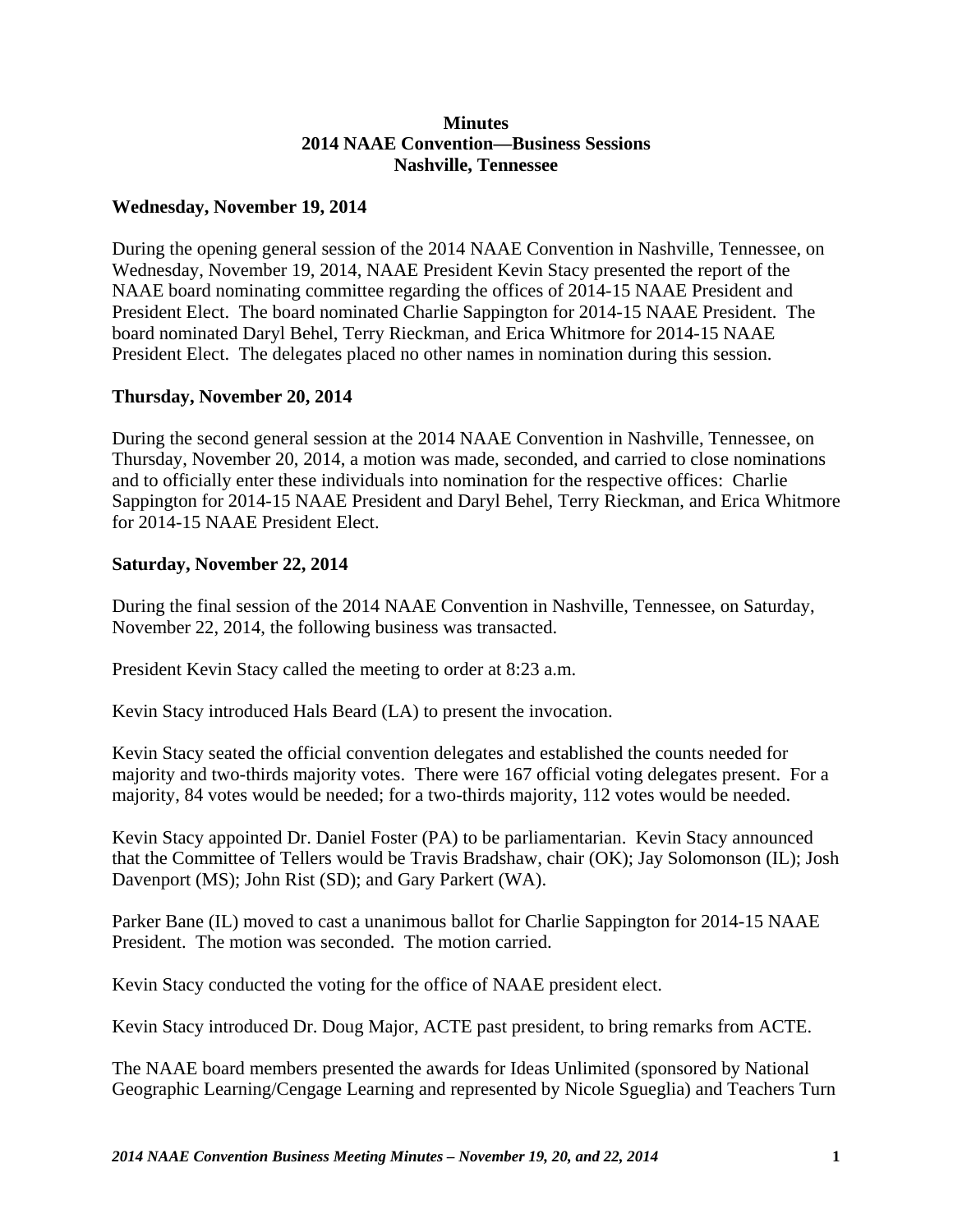# Minutes
## 2014 NAAE Convention—Business Sessions
## Nashville, Tennessee

**Wednesday, November 19, 2014**

During the opening general session of the 2014 NAAE Convention in Nashville, Tennessee, on Wednesday, November 19, 2014, NAAE President Kevin Stacy presented the report of the NAAE board nominating committee regarding the offices of 2014-15 NAAE President and President Elect. The board nominated Charlie Sappington for 2014-15 NAAE President. The board nominated Daryl Behel, Terry Rieckman, and Erica Whitmore for 2014-15 NAAE President Elect. The delegates placed no other names in nomination during this session.

**Thursday, November 20, 2014**

During the second general session at the 2014 NAAE Convention in Nashville, Tennessee, on Thursday, November 20, 2014, a motion was made, seconded, and carried to close nominations and to officially enter these individuals into nomination for the respective offices: Charlie Sappington for 2014-15 NAAE President and Daryl Behel, Terry Rieckman, and Erica Whitmore for 2014-15 NAAE President Elect.

**Saturday, November 22, 2014**

During the final session of the 2014 NAAE Convention in Nashville, Tennessee, on Saturday, November 22, 2014, the following business was transacted.

President Kevin Stacy called the meeting to order at 8:23 a.m.

Kevin Stacy introduced Hals Beard (LA) to present the invocation.

Kevin Stacy seated the official convention delegates and established the counts needed for majority and two-thirds majority votes. There were 167 official voting delegates present. For a majority, 84 votes would be needed; for a two-thirds majority, 112 votes would be needed.

Kevin Stacy appointed Dr. Daniel Foster (PA) to be parliamentarian. Kevin Stacy announced that the Committee of Tellers would be Travis Bradshaw, chair (OK); Jay Solomonson (IL); Josh Davenport (MS); John Rist (SD); and Gary Parkert (WA).

Parker Bane (IL) moved to cast a unanimous ballot for Charlie Sappington for 2014-15 NAAE President. The motion was seconded. The motion carried.

Kevin Stacy conducted the voting for the office of NAAE president elect.

Kevin Stacy introduced Dr. Doug Major, ACTE past president, to bring remarks from ACTE.

The NAAE board members presented the awards for Ideas Unlimited (sponsored by National Geographic Learning/Cengage Learning and represented by Nicole Sgueglia) and Teachers Turn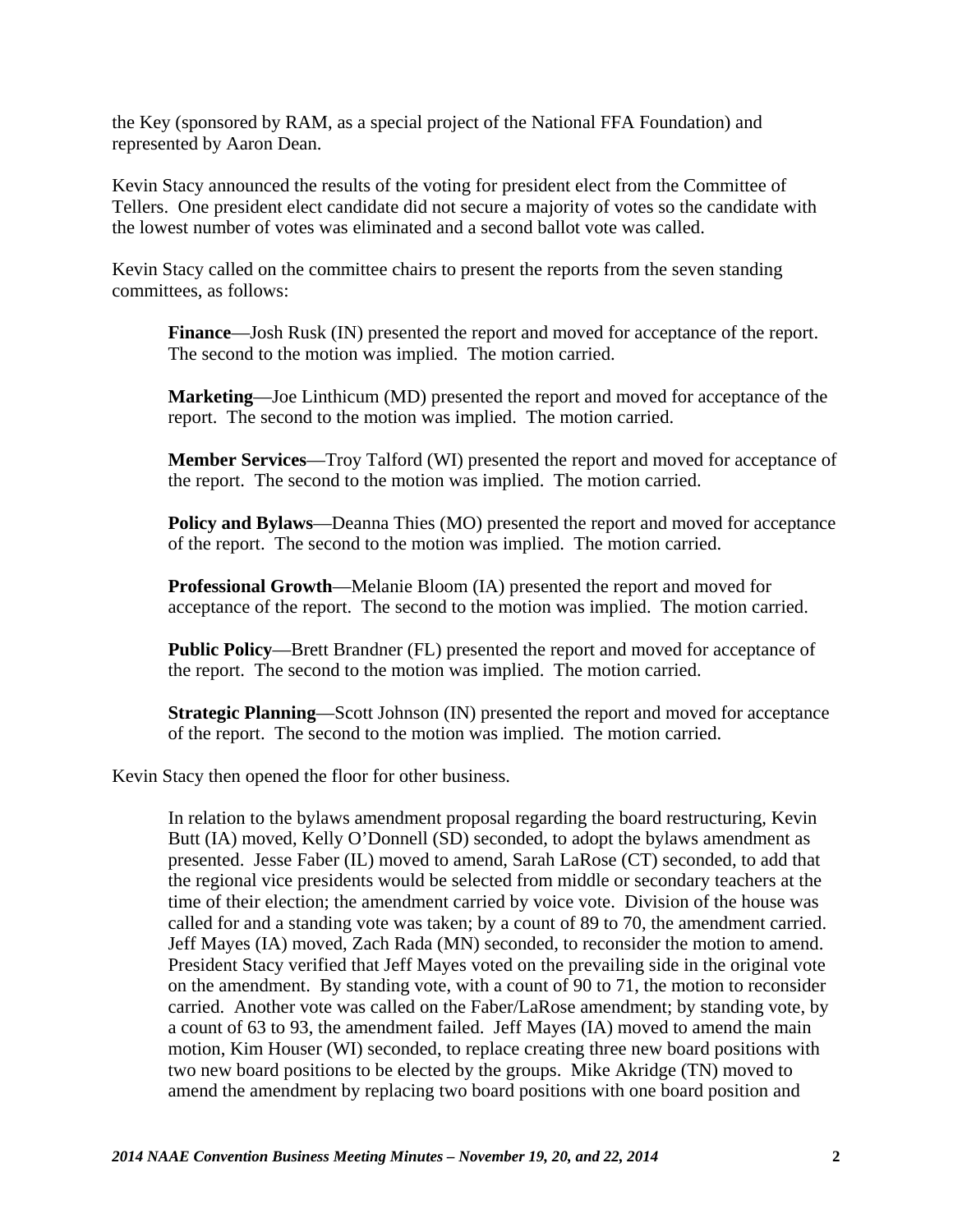the Key (sponsored by RAM, as a special project of the National FFA Foundation) and represented by Aaron Dean.

Kevin Stacy announced the results of the voting for president elect from the Committee of Tellers. One president elect candidate did not secure a majority of votes so the candidate with the lowest number of votes was eliminated and a second ballot vote was called.

Kevin Stacy called on the committee chairs to present the reports from the seven standing committees, as follows:

> **Finance**—Josh Rusk (IN) presented the report and moved for acceptance of the report. The second to the motion was implied. The motion carried.
>
> **Marketing**—Joe Linthicum (MD) presented the report and moved for acceptance of the report. The second to the motion was implied. The motion carried.
>
> **Member Services**—Troy Talford (WI) presented the report and moved for acceptance of the report. The second to the motion was implied. The motion carried.
>
> **Policy and Bylaws**—Deanna Thies (MO) presented the report and moved for acceptance of the report. The second to the motion was implied. The motion carried.
>
> **Professional Growth**—Melanie Bloom (IA) presented the report and moved for acceptance of the report. The second to the motion was implied. The motion carried.
>
> **Public Policy**—Brett Brandner (FL) presented the report and moved for acceptance of the report. The second to the motion was implied. The motion carried.
>
> **Strategic Planning**—Scott Johnson (IN) presented the report and moved for acceptance of the report. The second to the motion was implied. The motion carried.

Kevin Stacy then opened the floor for other business.

> In relation to the bylaws amendment proposal regarding the board restructuring, Kevin Butt (IA) moved, Kelly O'Donnell (SD) seconded, to adopt the bylaws amendment as presented. Jesse Faber (IL) moved to amend, Sarah LaRose (CT) seconded, to add that the regional vice presidents would be selected from middle or secondary teachers at the time of their election; the amendment carried by voice vote. Division of the house was called for and a standing vote was taken; by a count of 89 to 70, the amendment carried. Jeff Mayes (IA) moved, Zach Rada (MN) seconded, to reconsider the motion to amend. President Stacy verified that Jeff Mayes voted on the prevailing side in the original vote on the amendment. By standing vote, with a count of 90 to 71, the motion to reconsider carried. Another vote was called on the Faber/LaRose amendment; by standing vote, by a count of 63 to 93, the amendment failed. Jeff Mayes (IA) moved to amend the main motion, Kim Houser (WI) seconded, to replace creating three new board positions with two new board positions to be elected by the groups. Mike Akridge (TN) moved to amend the amendment by replacing two board positions with one board position and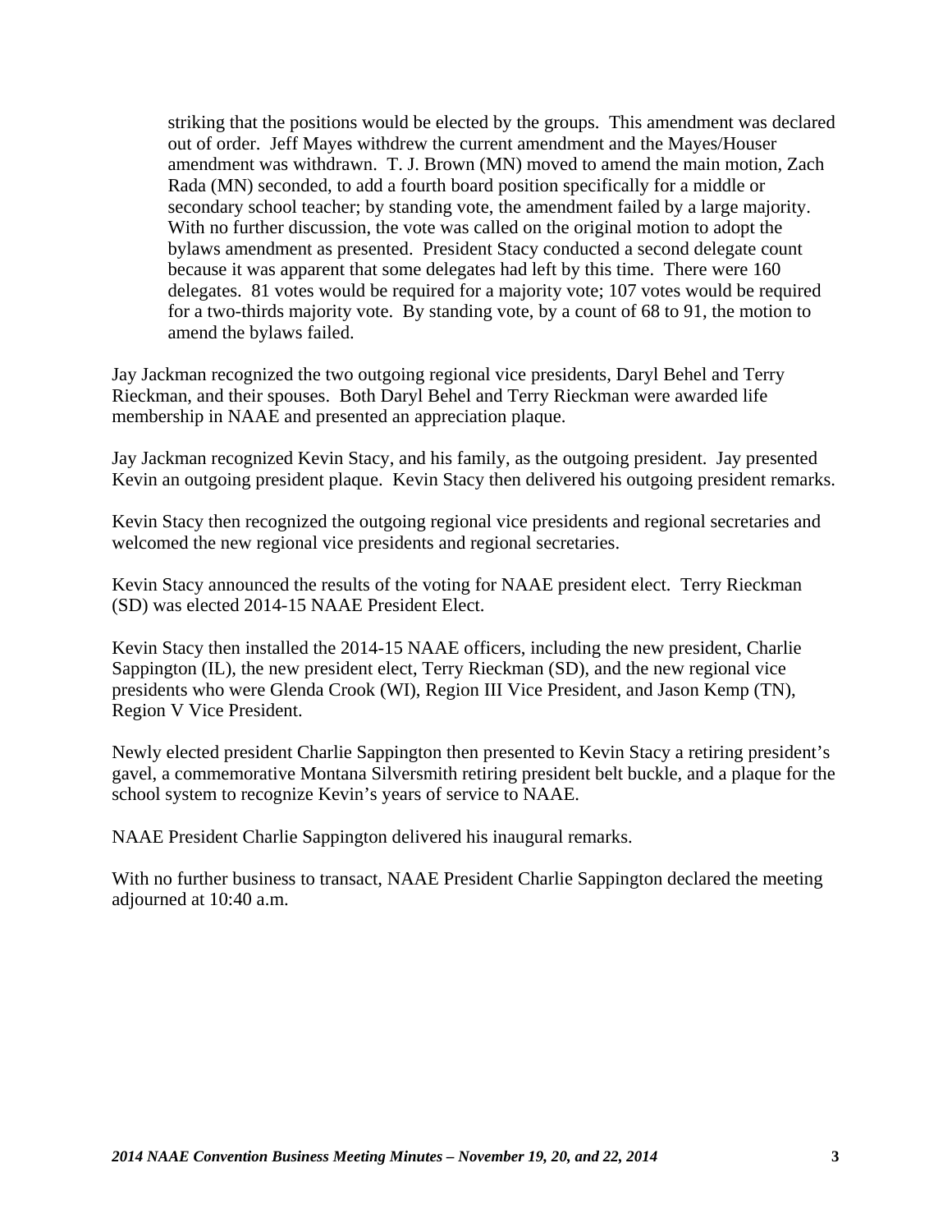striking that the positions would be elected by the groups. This amendment was declared out of order. Jeff Mayes withdrew the current amendment and the Mayes/Houser amendment was withdrawn. T. J. Brown (MN) moved to amend the main motion, Zach Rada (MN) seconded, to add a fourth board position specifically for a middle or secondary school teacher; by standing vote, the amendment failed by a large majority. With no further discussion, the vote was called on the original motion to adopt the bylaws amendment as presented. President Stacy conducted a second delegate count because it was apparent that some delegates had left by this time. There were 160 delegates. 81 votes would be required for a majority vote; 107 votes would be required for a two-thirds majority vote. By standing vote, by a count of 68 to 91, the motion to amend the bylaws failed.

Jay Jackman recognized the two outgoing regional vice presidents, Daryl Behel and Terry Rieckman, and their spouses. Both Daryl Behel and Terry Rieckman were awarded life membership in NAAE and presented an appreciation plaque.

Jay Jackman recognized Kevin Stacy, and his family, as the outgoing president. Jay presented Kevin an outgoing president plaque. Kevin Stacy then delivered his outgoing president remarks.

Kevin Stacy then recognized the outgoing regional vice presidents and regional secretaries and welcomed the new regional vice presidents and regional secretaries.

Kevin Stacy announced the results of the voting for NAAE president elect. Terry Rieckman (SD) was elected 2014-15 NAAE President Elect.

Kevin Stacy then installed the 2014-15 NAAE officers, including the new president, Charlie Sappington (IL), the new president elect, Terry Rieckman (SD), and the new regional vice presidents who were Glenda Crook (WI), Region III Vice President, and Jason Kemp (TN), Region V Vice President.

Newly elected president Charlie Sappington then presented to Kevin Stacy a retiring president's gavel, a commemorative Montana Silversmith retiring president belt buckle, and a plaque for the school system to recognize Kevin's years of service to NAAE.

NAAE President Charlie Sappington delivered his inaugural remarks.

With no further business to transact, NAAE President Charlie Sappington declared the meeting adjourned at 10:40 a.m.